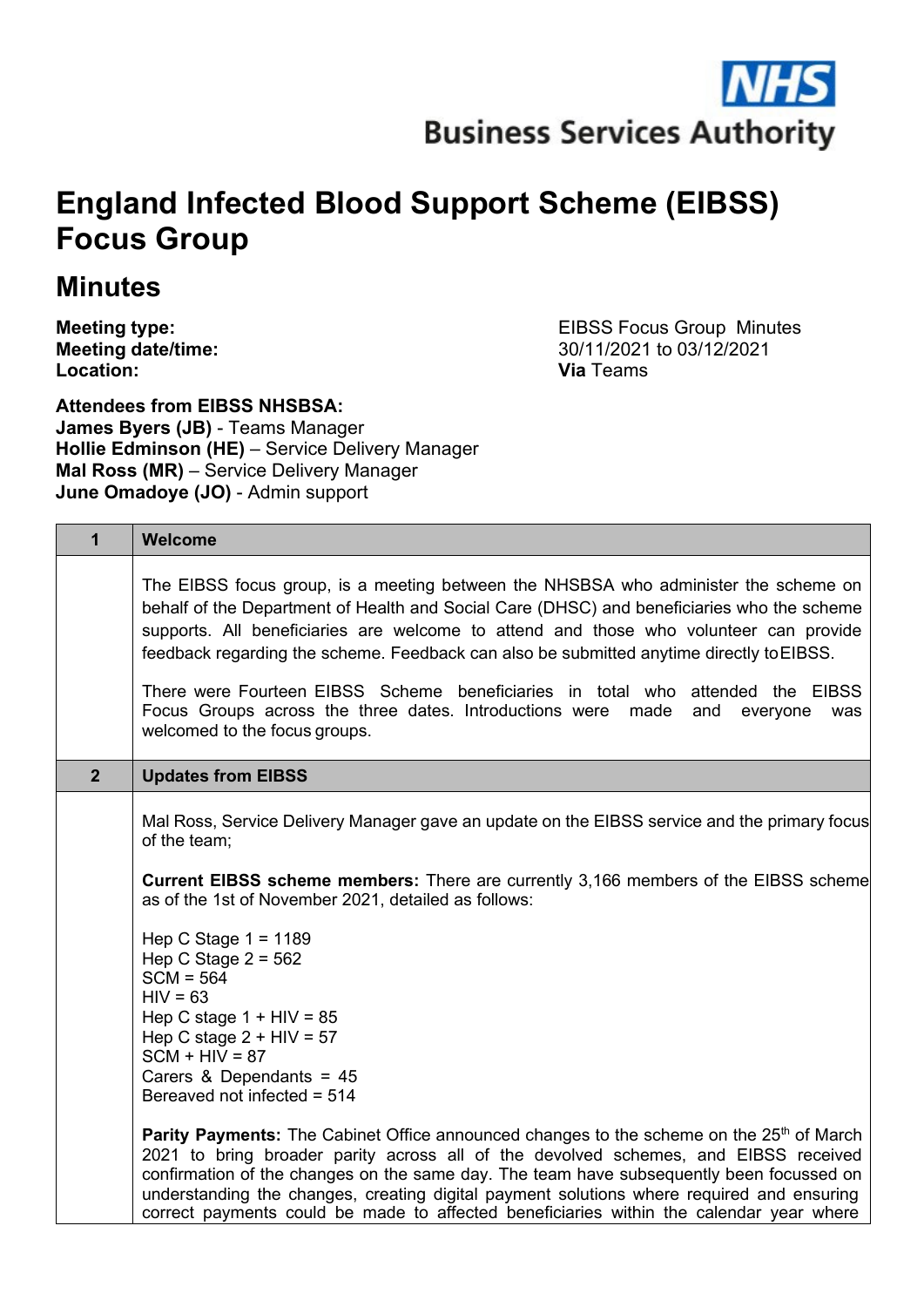# England Infected Blood Support Scheme (EIBSS) Focus Group

## Minutes

**Meeting type:** EIBSS Focus Group Minutes
**Meeting date/time:** 30/11/2021 to 03/12/2021
**Location:** **Via** Teams

**Attendees from EIBSS NHSBSA:**
**James Byers (JB)** - Teams Manager
**Hollie Edminson (HE)** – Service Delivery Manager
**Mal Ross (MR)** – Service Delivery Manager
**June Omadoye (JO)** - Admin support

| 1 | Welcome |
|---|---|
| | The EIBSS focus group, is a meeting between the NHSBSA who administer the scheme on behalf of the Department of Health and Social Care (DHSC) and beneficiaries who the scheme supports. All beneficiaries are welcome to attend and those who volunteer can provide feedback regarding the scheme. Feedback can also be submitted anytime directly to EIBSS.<br><br>There were Fourteen EIBSS Scheme beneficiaries in total who attended the EIBSS Focus Groups across the three dates. Introductions were made and everyone was welcomed to the focus groups. |
| **2** | **Updates from EIBSS** |
| | Mal Ross, Service Delivery Manager gave an update on the EIBSS service and the primary focus of the team;<br><br>**Current EIBSS scheme members:** There are currently 3,166 members of the EIBSS scheme as of the 1st of November 2021, detailed as follows:<br><br>Hep C Stage 1 = 1189<br>Hep C Stage 2 = 562<br>SCM = 564<br>HIV = 63<br>Hep C stage 1 + HIV = 85<br>Hep C stage 2 + HIV = 57<br>SCM + HIV = 87<br>Carers & Dependants = 45<br>Bereaved not infected = 514<br><br>**Parity Payments:** The Cabinet Office announced changes to the scheme on the 25th of March 2021 to bring broader parity across all of the devolved schemes, and EIBSS received confirmation of the changes on the same day. The team have subsequently been focussed on understanding the changes, creating digital payment solutions where required and ensuring correct payments could be made to affected beneficiaries within the calendar year where |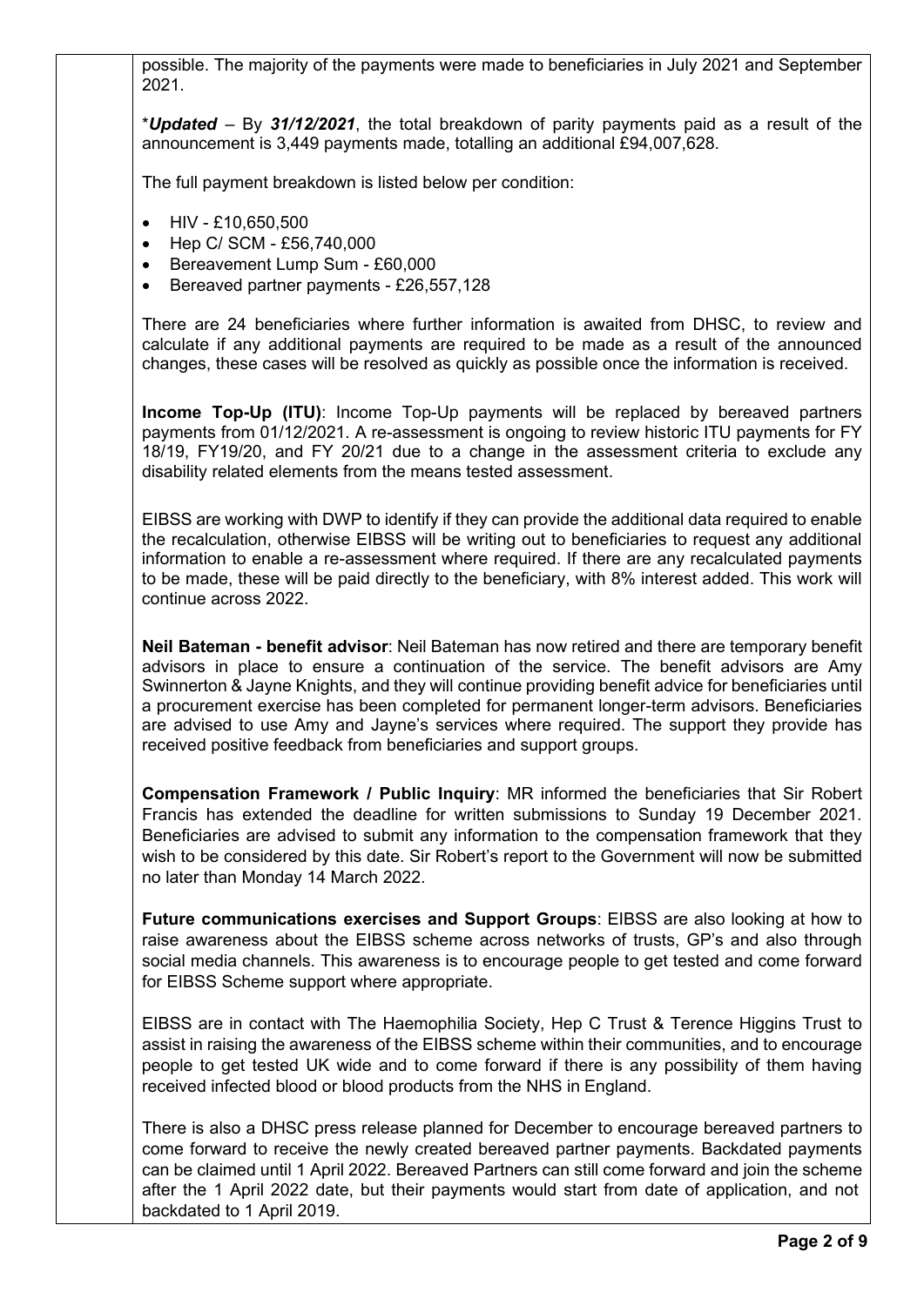possible. The majority of the payments were made to beneficiaries in July 2021 and September 2021.

\****Updated*** – By ***31/12/2021***, the total breakdown of parity payments paid as a result of the announcement is 3,449 payments made, totalling an additional £94,007,628.

The full payment breakdown is listed below per condition:

- HIV - £10,650,500
- Hep C/ SCM - £56,740,000
- Bereavement Lump Sum - £60,000
- Bereaved partner payments - £26,557,128

There are 24 beneficiaries where further information is awaited from DHSC, to review and calculate if any additional payments are required to be made as a result of the announced changes, these cases will be resolved as quickly as possible once the information is received.

**Income Top-Up (ITU)**: Income Top-Up payments will be replaced by bereaved partners payments from 01/12/2021. A re-assessment is ongoing to review historic ITU payments for FY 18/19, FY19/20, and FY 20/21 due to a change in the assessment criteria to exclude any disability related elements from the means tested assessment.

EIBSS are working with DWP to identify if they can provide the additional data required to enable the recalculation, otherwise EIBSS will be writing out to beneficiaries to request any additional information to enable a re-assessment where required. If there are any recalculated payments to be made, these will be paid directly to the beneficiary, with 8% interest added. This work will continue across 2022.

**Neil Bateman - benefit advisor**: Neil Bateman has now retired and there are temporary benefit advisors in place to ensure a continuation of the service. The benefit advisors are Amy Swinnerton & Jayne Knights, and they will continue providing benefit advice for beneficiaries until a procurement exercise has been completed for permanent longer-term advisors. Beneficiaries are advised to use Amy and Jayne's services where required. The support they provide has received positive feedback from beneficiaries and support groups.

**Compensation Framework / Public Inquiry**: MR informed the beneficiaries that Sir Robert Francis has extended the deadline for written submissions to Sunday 19 December 2021. Beneficiaries are advised to submit any information to the compensation framework that they wish to be considered by this date. Sir Robert's report to the Government will now be submitted no later than Monday 14 March 2022.

**Future communications exercises and Support Groups**: EIBSS are also looking at how to raise awareness about the EIBSS scheme across networks of trusts, GP's and also through social media channels. This awareness is to encourage people to get tested and come forward for EIBSS Scheme support where appropriate.

EIBSS are in contact with The Haemophilia Society, Hep C Trust & Terence Higgins Trust to assist in raising the awareness of the EIBSS scheme within their communities, and to encourage people to get tested UK wide and to come forward if there is any possibility of them having received infected blood or blood products from the NHS in England.

There is also a DHSC press release planned for December to encourage bereaved partners to come forward to receive the newly created bereaved partner payments. Backdated payments can be claimed until 1 April 2022. Bereaved Partners can still come forward and join the scheme after the 1 April 2022 date, but their payments would start from date of application, and not backdated to 1 April 2019.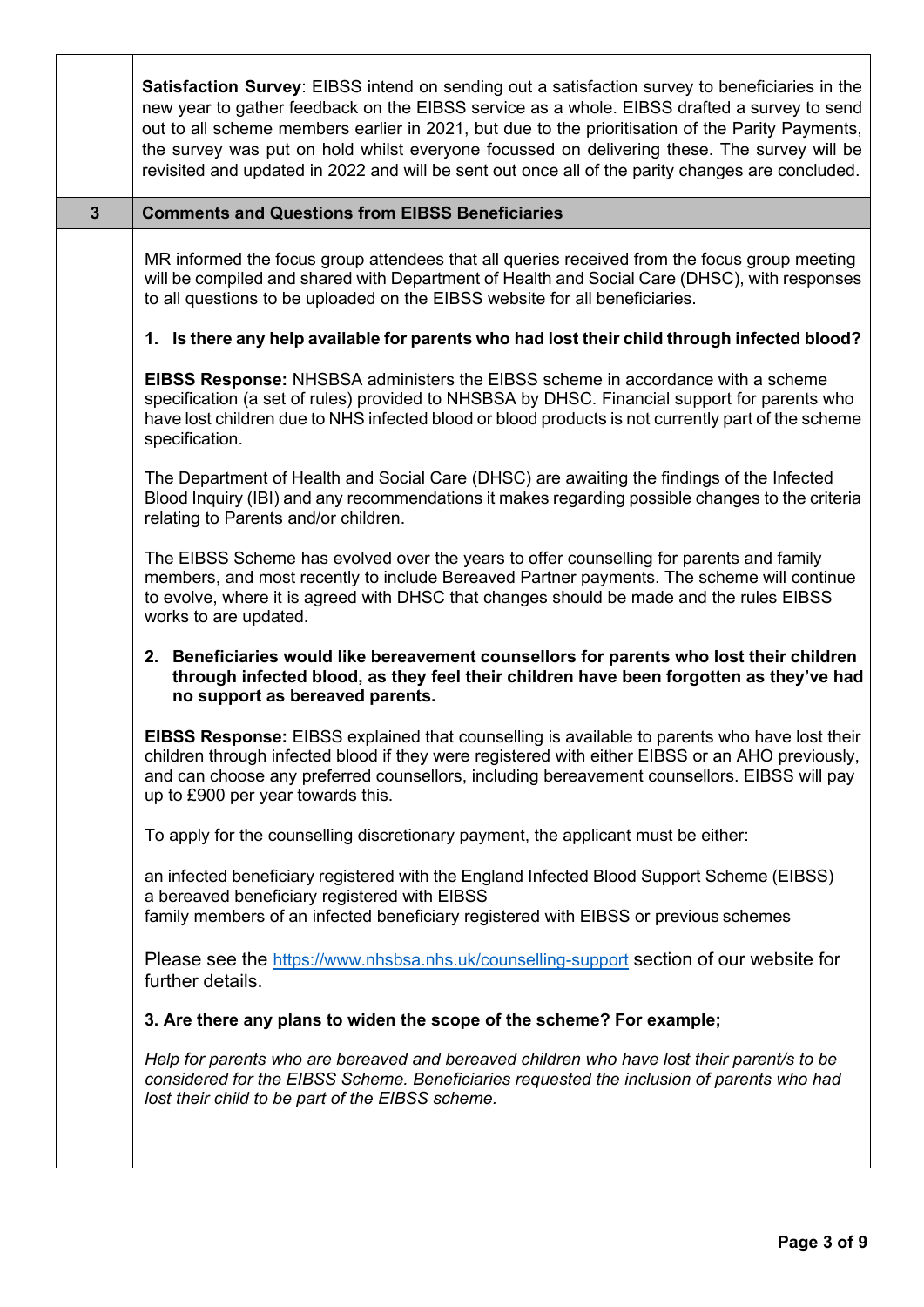**Satisfaction Survey**: EIBSS intend on sending out a satisfaction survey to beneficiaries in the new year to gather feedback on the EIBSS service as a whole. EIBSS drafted a survey to send out to all scheme members earlier in 2021, but due to the prioritisation of the Parity Payments, the survey was put on hold whilst everyone focussed on delivering these. The survey will be revisited and updated in 2022 and will be sent out once all of the parity changes are concluded.

## 3 Comments and Questions from EIBSS Beneficiaries

MR informed the focus group attendees that all queries received from the focus group meeting will be compiled and shared with Department of Health and Social Care (DHSC), with responses to all questions to be uploaded on the EIBSS website for all beneficiaries.

**1. Is there any help available for parents who had lost their child through infected blood?**

**EIBSS Response:** NHSBSA administers the EIBSS scheme in accordance with a scheme specification (a set of rules) provided to NHSBSA by DHSC. Financial support for parents who have lost children due to NHS infected blood or blood products is not currently part of the scheme specification.

The Department of Health and Social Care (DHSC) are awaiting the findings of the Infected Blood Inquiry (IBI) and any recommendations it makes regarding possible changes to the criteria relating to Parents and/or children.

The EIBSS Scheme has evolved over the years to offer counselling for parents and family members, and most recently to include Bereaved Partner payments. The scheme will continue to evolve, where it is agreed with DHSC that changes should be made and the rules EIBSS works to are updated.

**2. Beneficiaries would like bereavement counsellors for parents who lost their children through infected blood, as they feel their children have been forgotten as they've had no support as bereaved parents.**

**EIBSS Response:** EIBSS explained that counselling is available to parents who have lost their children through infected blood if they were registered with either EIBSS or an AHO previously, and can choose any preferred counsellors, including bereavement counsellors. EIBSS will pay up to £900 per year towards this.

To apply for the counselling discretionary payment, the applicant must be either:

an infected beneficiary registered with the England Infected Blood Support Scheme (EIBSS)
a bereaved beneficiary registered with EIBSS
family members of an infected beneficiary registered with EIBSS or previous schemes

Please see the https://www.nhsbsa.nhs.uk/counselling-support section of our website for further details.

**3. Are there any plans to widen the scope of the scheme? For example;**

*Help for parents who are bereaved and bereaved children who have lost their parent/s to be considered for the EIBSS Scheme. Beneficiaries requested the inclusion of parents who had lost their child to be part of the EIBSS scheme.*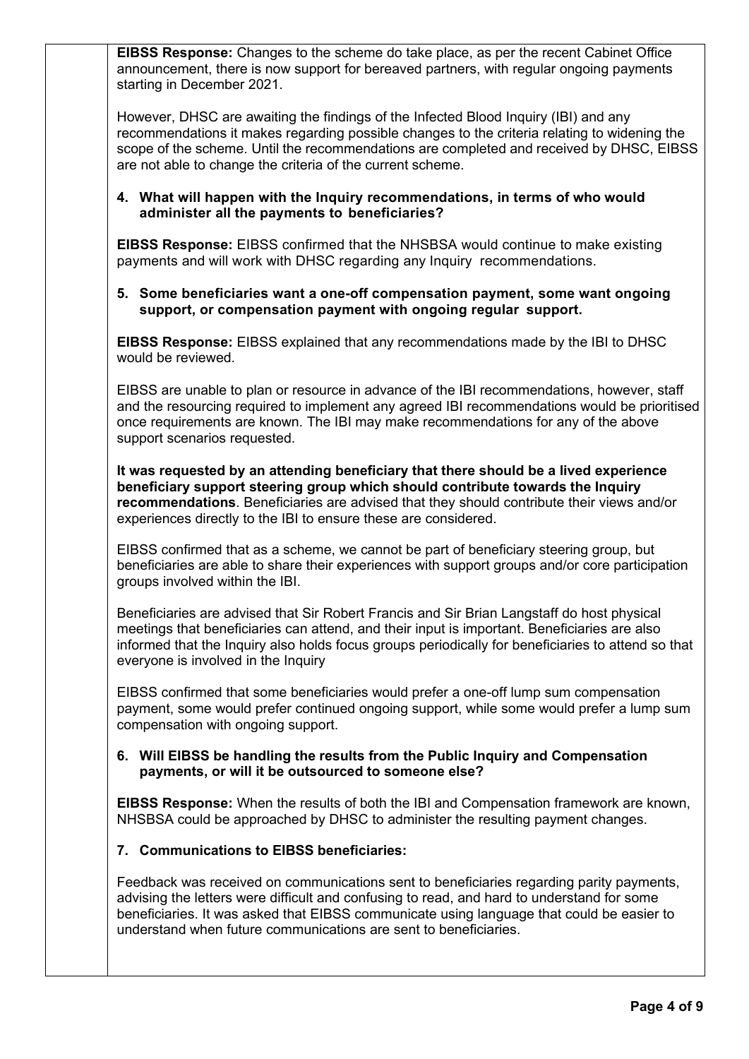**EIBSS Response:** Changes to the scheme do take place, as per the recent Cabinet Office announcement, there is now support for bereaved partners, with regular ongoing payments starting in December 2021.

However, DHSC are awaiting the findings of the Infected Blood Inquiry (IBI) and any recommendations it makes regarding possible changes to the criteria relating to widening the scope of the scheme. Until the recommendations are completed and received by DHSC, EIBSS are not able to change the criteria of the current scheme.

4. **What will happen with the Inquiry recommendations, in terms of who would administer all the payments to beneficiaries?**

**EIBSS Response:** EIBSS confirmed that the NHSBSA would continue to make existing payments and will work with DHSC regarding any Inquiry recommendations.

5. **Some beneficiaries want a one-off compensation payment, some want ongoing support, or compensation payment with ongoing regular support.**

**EIBSS Response:** EIBSS explained that any recommendations made by the IBI to DHSC would be reviewed.

EIBSS are unable to plan or resource in advance of the IBI recommendations, however, staff and the resourcing required to implement any agreed IBI recommendations would be prioritised once requirements are known. The IBI may make recommendations for any of the above support scenarios requested.

**It was requested by an attending beneficiary that there should be a lived experience beneficiary support steering group which should contribute towards the Inquiry recommendations**. Beneficiaries are advised that they should contribute their views and/or experiences directly to the IBI to ensure these are considered.

EIBSS confirmed that as a scheme, we cannot be part of beneficiary steering group, but beneficiaries are able to share their experiences with support groups and/or core participation groups involved within the IBI.

Beneficiaries are advised that Sir Robert Francis and Sir Brian Langstaff do host physical meetings that beneficiaries can attend, and their input is important. Beneficiaries are also informed that the Inquiry also holds focus groups periodically for beneficiaries to attend so that everyone is involved in the Inquiry

EIBSS confirmed that some beneficiaries would prefer a one-off lump sum compensation payment, some would prefer continued ongoing support, while some would prefer a lump sum compensation with ongoing support.

6. **Will EIBSS be handling the results from the Public Inquiry and Compensation payments, or will it be outsourced to someone else?**

**EIBSS Response:** When the results of both the IBI and Compensation framework are known, NHSBSA could be approached by DHSC to administer the resulting payment changes.

7. **Communications to EIBSS beneficiaries:**

Feedback was received on communications sent to beneficiaries regarding parity payments, advising the letters were difficult and confusing to read, and hard to understand for some beneficiaries. It was asked that EIBSS communicate using language that could be easier to understand when future communications are sent to beneficiaries.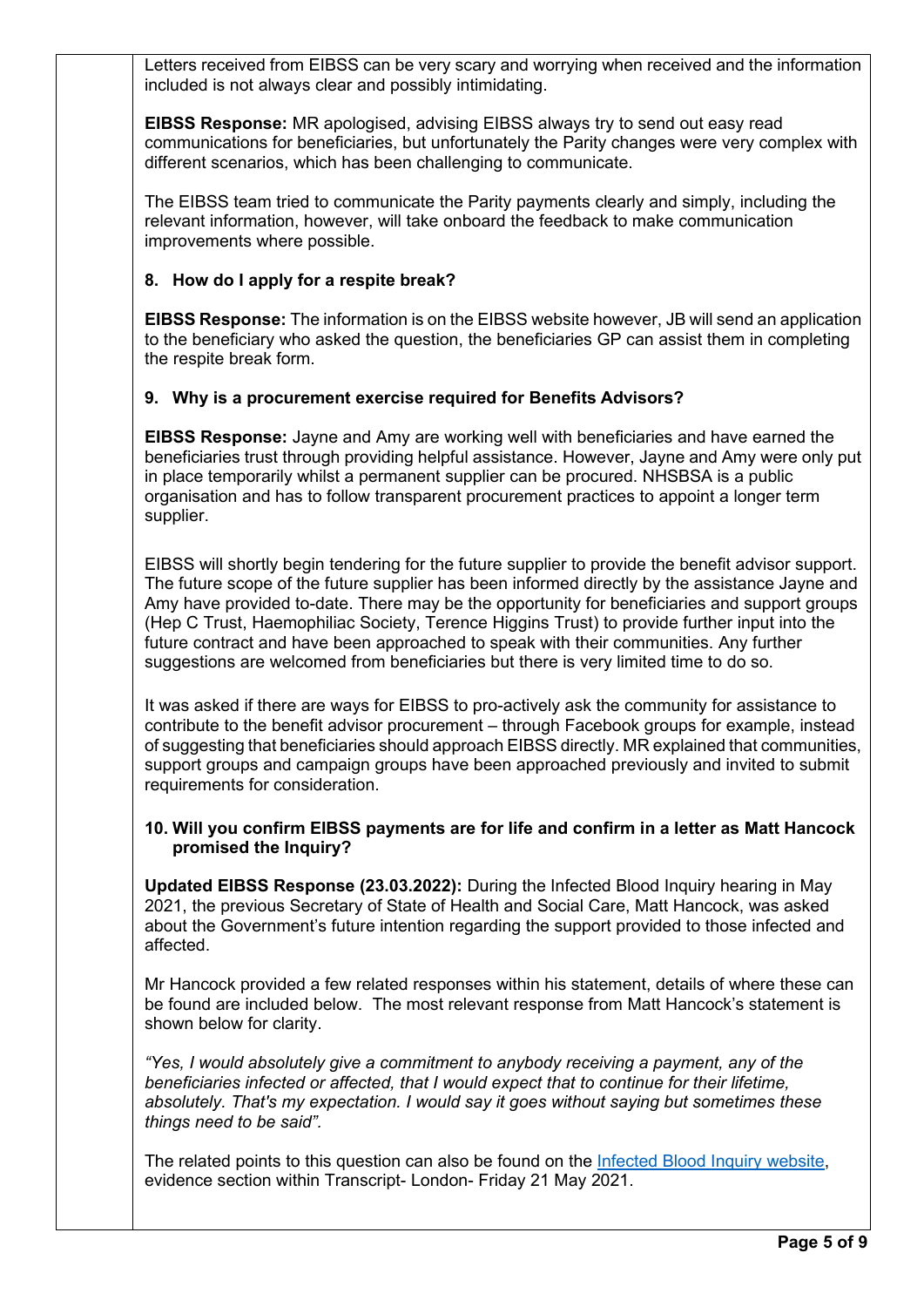Letters received from EIBSS can be very scary and worrying when received and the information included is not always clear and possibly intimidating.

**EIBSS Response:** MR apologised, advising EIBSS always try to send out easy read communications for beneficiaries, but unfortunately the Parity changes were very complex with different scenarios, which has been challenging to communicate.

The EIBSS team tried to communicate the Parity payments clearly and simply, including the relevant information, however, will take onboard the feedback to make communication improvements where possible.

**8. How do I apply for a respite break?**

**EIBSS Response:** The information is on the EIBSS website however, JB will send an application to the beneficiary who asked the question, the beneficiaries GP can assist them in completing the respite break form.

**9. Why is a procurement exercise required for Benefits Advisors?**

**EIBSS Response:** Jayne and Amy are working well with beneficiaries and have earned the beneficiaries trust through providing helpful assistance. However, Jayne and Amy were only put in place temporarily whilst a permanent supplier can be procured. NHSBSA is a public organisation and has to follow transparent procurement practices to appoint a longer term supplier.

EIBSS will shortly begin tendering for the future supplier to provide the benefit advisor support. The future scope of the future supplier has been informed directly by the assistance Jayne and Amy have provided to-date. There may be the opportunity for beneficiaries and support groups (Hep C Trust, Haemophiliac Society, Terence Higgins Trust) to provide further input into the future contract and have been approached to speak with their communities. Any further suggestions are welcomed from beneficiaries but there is very limited time to do so.

It was asked if there are ways for EIBSS to pro-actively ask the community for assistance to contribute to the benefit advisor procurement – through Facebook groups for example, instead of suggesting that beneficiaries should approach EIBSS directly. MR explained that communities, support groups and campaign groups have been approached previously and invited to submit requirements for consideration.

**10. Will you confirm EIBSS payments are for life and confirm in a letter as Matt Hancock promised the Inquiry?**

**Updated EIBSS Response (23.03.2022):** During the Infected Blood Inquiry hearing in May 2021, the previous Secretary of State of Health and Social Care, Matt Hancock, was asked about the Government's future intention regarding the support provided to those infected and affected.

Mr Hancock provided a few related responses within his statement, details of where these can be found are included below. The most relevant response from Matt Hancock's statement is shown below for clarity.

*"Yes, I would absolutely give a commitment to anybody receiving a payment, any of the beneficiaries infected or affected, that I would expect that to continue for their lifetime, absolutely. That's my expectation. I would say it goes without saying but sometimes these things need to be said".*

The related points to this question can also be found on the Infected Blood Inquiry website, evidence section within Transcript- London- Friday 21 May 2021.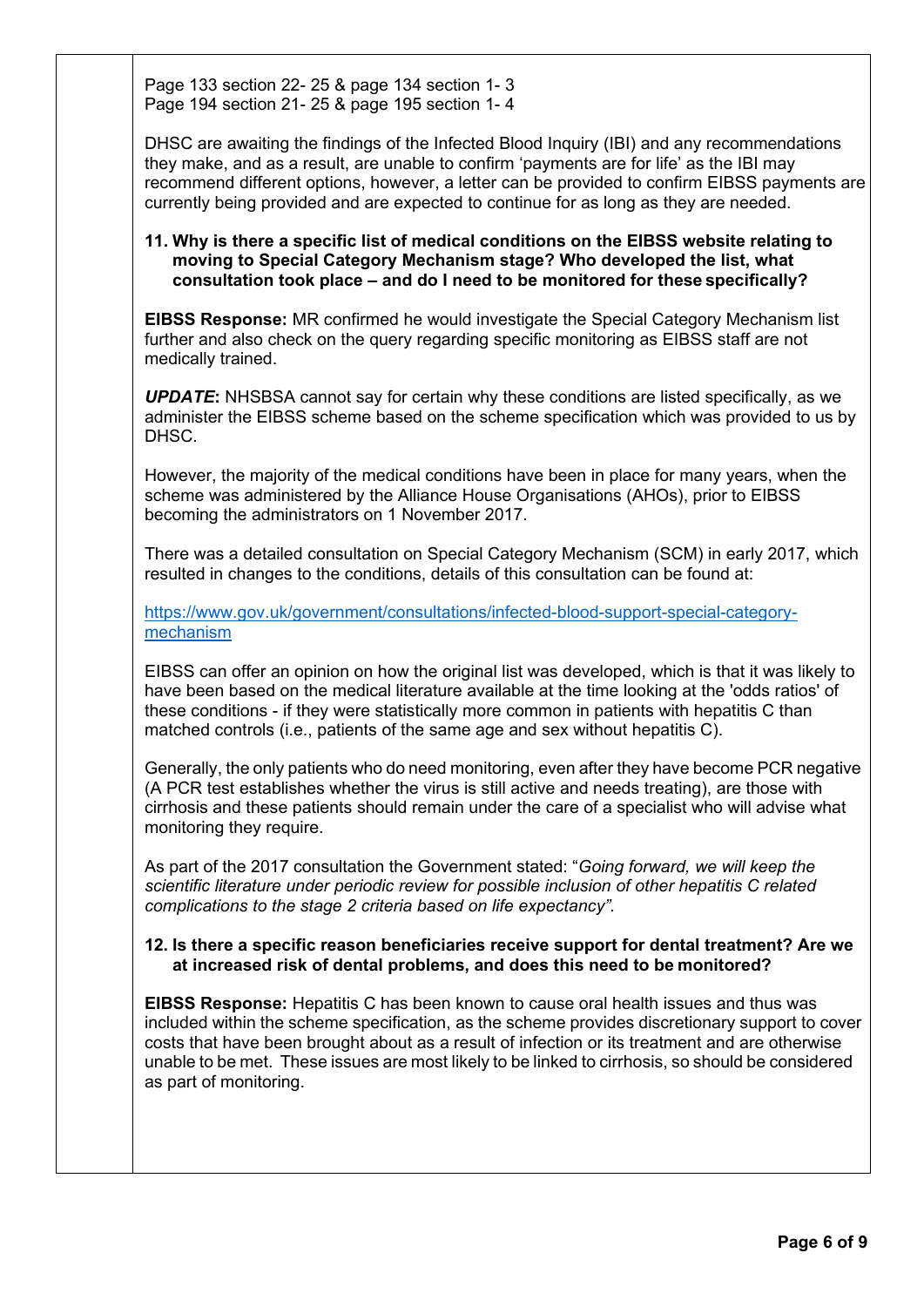Page 133 section 22- 25 & page 134 section 1- 3
Page 194 section 21- 25 & page 195 section 1- 4

DHSC are awaiting the findings of the Infected Blood Inquiry (IBI) and any recommendations they make, and as a result, are unable to confirm 'payments are for life' as the IBI may recommend different options, however, a letter can be provided to confirm EIBSS payments are currently being provided and are expected to continue for as long as they are needed.

**11. Why is there a specific list of medical conditions on the EIBSS website relating to moving to Special Category Mechanism stage? Who developed the list, what consultation took place – and do I need to be monitored for these specifically?**

**EIBSS Response:** MR confirmed he would investigate the Special Category Mechanism list further and also check on the query regarding specific monitoring as EIBSS staff are not medically trained.

***UPDATE*:** NHSBSA cannot say for certain why these conditions are listed specifically, as we administer the EIBSS scheme based on the scheme specification which was provided to us by DHSC.

However, the majority of the medical conditions have been in place for many years, when the scheme was administered by the Alliance House Organisations (AHOs), prior to EIBSS becoming the administrators on 1 November 2017.

There was a detailed consultation on Special Category Mechanism (SCM) in early 2017, which resulted in changes to the conditions, details of this consultation can be found at:

https://www.gov.uk/government/consultations/infected-blood-support-special-category-mechanism

EIBSS can offer an opinion on how the original list was developed, which is that it was likely to have been based on the medical literature available at the time looking at the 'odds ratios' of these conditions - if they were statistically more common in patients with hepatitis C than matched controls (i.e., patients of the same age and sex without hepatitis C).

Generally, the only patients who do need monitoring, even after they have become PCR negative (A PCR test establishes whether the virus is still active and needs treating), are those with cirrhosis and these patients should remain under the care of a specialist who will advise what monitoring they require.

As part of the 2017 consultation the Government stated: "*Going forward, we will keep the scientific literature under periodic review for possible inclusion of other hepatitis C related complications to the stage 2 criteria based on life expectancy".*

**12. Is there a specific reason beneficiaries receive support for dental treatment? Are we at increased risk of dental problems, and does this need to be monitored?**

**EIBSS Response:** Hepatitis C has been known to cause oral health issues and thus was included within the scheme specification, as the scheme provides discretionary support to cover costs that have been brought about as a result of infection or its treatment and are otherwise unable to be met. These issues are most likely to be linked to cirrhosis, so should be considered as part of monitoring.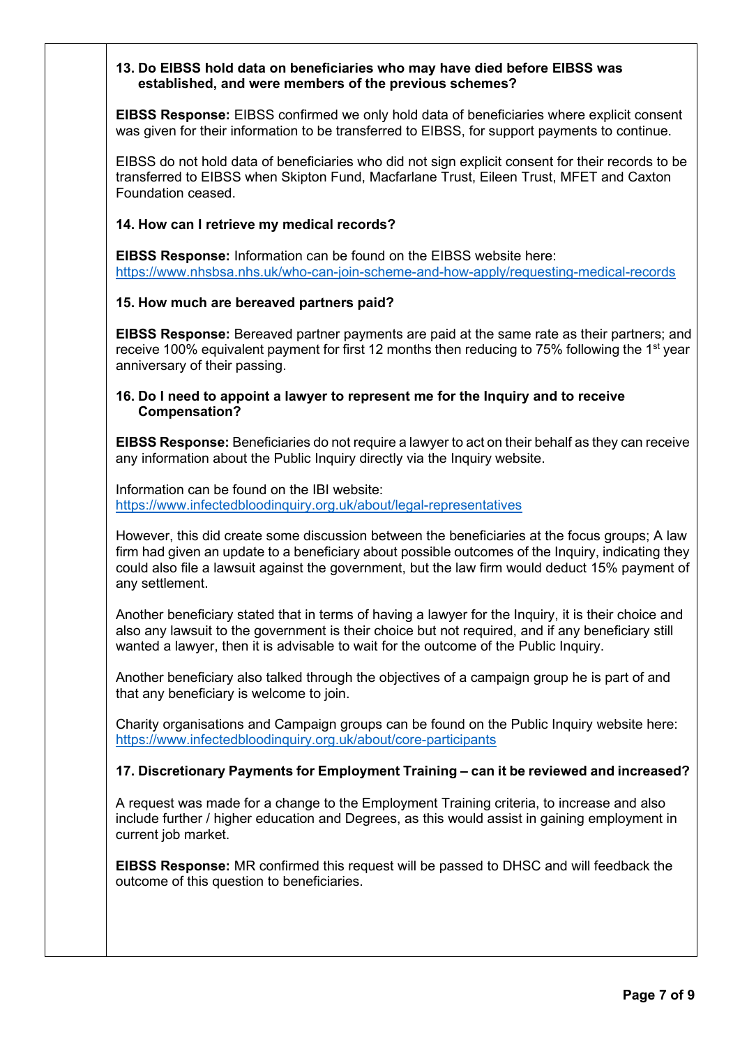**13. Do EIBSS hold data on beneficiaries who may have died before EIBSS was established, and were members of the previous schemes?**

**EIBSS Response:** EIBSS confirmed we only hold data of beneficiaries where explicit consent was given for their information to be transferred to EIBSS, for support payments to continue.

EIBSS do not hold data of beneficiaries who did not sign explicit consent for their records to be transferred to EIBSS when Skipton Fund, Macfarlane Trust, Eileen Trust, MFET and Caxton Foundation ceased.

**14. How can I retrieve my medical records?**

**EIBSS Response:** Information can be found on the EIBSS website here: https://www.nhsbsa.nhs.uk/who-can-join-scheme-and-how-apply/requesting-medical-records

**15. How much are bereaved partners paid?**

**EIBSS Response:** Bereaved partner payments are paid at the same rate as their partners; and receive 100% equivalent payment for first 12 months then reducing to 75% following the 1st year anniversary of their passing.

**16. Do I need to appoint a lawyer to represent me for the Inquiry and to receive Compensation?**

**EIBSS Response:** Beneficiaries do not require a lawyer to act on their behalf as they can receive any information about the Public Inquiry directly via the Inquiry website.

Information can be found on the IBI website: https://www.infectedbloodinquiry.org.uk/about/legal-representatives

However, this did create some discussion between the beneficiaries at the focus groups; A law firm had given an update to a beneficiary about possible outcomes of the Inquiry, indicating they could also file a lawsuit against the government, but the law firm would deduct 15% payment of any settlement.

Another beneficiary stated that in terms of having a lawyer for the Inquiry, it is their choice and also any lawsuit to the government is their choice but not required, and if any beneficiary still wanted a lawyer, then it is advisable to wait for the outcome of the Public Inquiry.

Another beneficiary also talked through the objectives of a campaign group he is part of and that any beneficiary is welcome to join.

Charity organisations and Campaign groups can be found on the Public Inquiry website here: https://www.infectedbloodinquiry.org.uk/about/core-participants

**17. Discretionary Payments for Employment Training – can it be reviewed and increased?**

A request was made for a change to the Employment Training criteria, to increase and also include further / higher education and Degrees, as this would assist in gaining employment in current job market.

**EIBSS Response:** MR confirmed this request will be passed to DHSC and will feedback the outcome of this question to beneficiaries.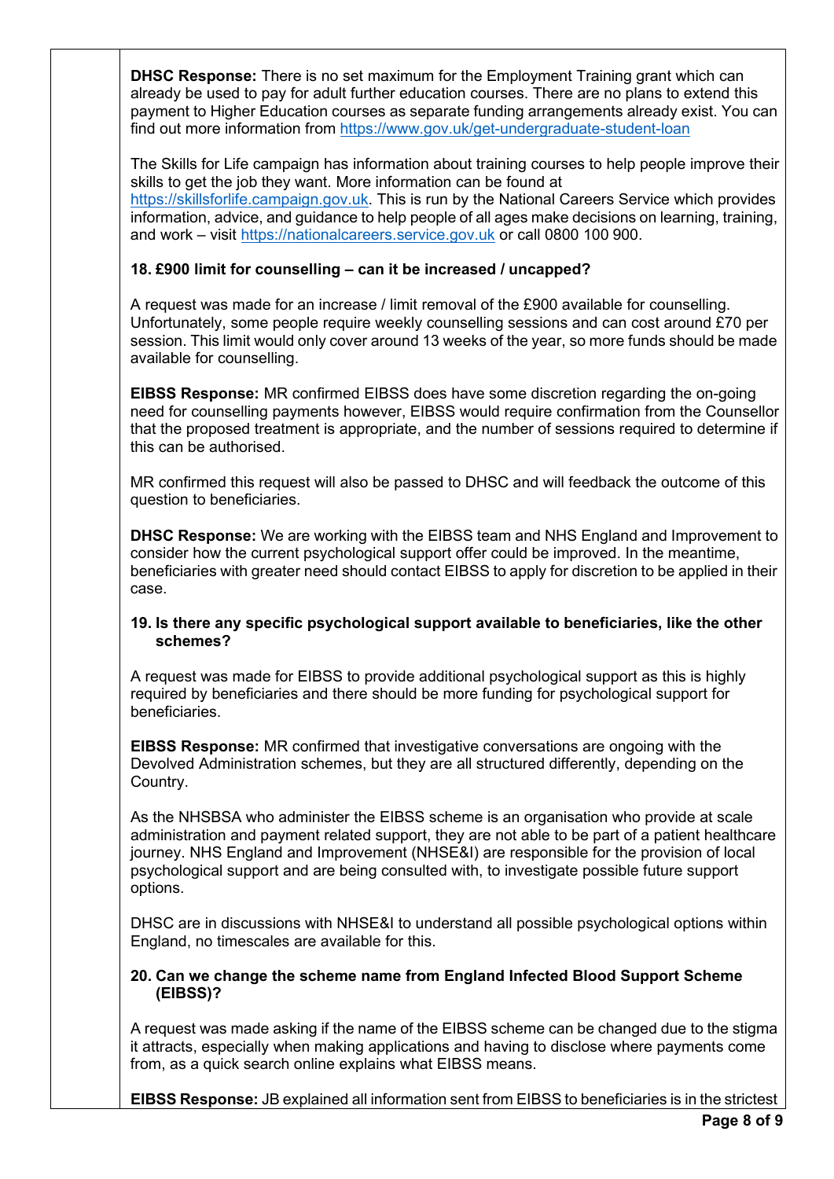**DHSC Response:** There is no set maximum for the Employment Training grant which can already be used to pay for adult further education courses. There are no plans to extend this payment to Higher Education courses as separate funding arrangements already exist. You can find out more information from https://www.gov.uk/get-undergraduate-student-loan

The Skills for Life campaign has information about training courses to help people improve their skills to get the job they want. More information can be found at https://skillsforlife.campaign.gov.uk. This is run by the National Careers Service which provides information, advice, and guidance to help people of all ages make decisions on learning, training, and work – visit https://nationalcareers.service.gov.uk or call 0800 100 900.

**18. £900 limit for counselling – can it be increased / uncapped?**

A request was made for an increase / limit removal of the £900 available for counselling. Unfortunately, some people require weekly counselling sessions and can cost around £70 per session. This limit would only cover around 13 weeks of the year, so more funds should be made available for counselling.

**EIBSS Response:** MR confirmed EIBSS does have some discretion regarding the on-going need for counselling payments however, EIBSS would require confirmation from the Counsellor that the proposed treatment is appropriate, and the number of sessions required to determine if this can be authorised.

MR confirmed this request will also be passed to DHSC and will feedback the outcome of this question to beneficiaries.

**DHSC Response:** We are working with the EIBSS team and NHS England and Improvement to consider how the current psychological support offer could be improved. In the meantime, beneficiaries with greater need should contact EIBSS to apply for discretion to be applied in their case.

**19. Is there any specific psychological support available to beneficiaries, like the other schemes?**

A request was made for EIBSS to provide additional psychological support as this is highly required by beneficiaries and there should be more funding for psychological support for beneficiaries.

**EIBSS Response:** MR confirmed that investigative conversations are ongoing with the Devolved Administration schemes, but they are all structured differently, depending on the Country.

As the NHSBSA who administer the EIBSS scheme is an organisation who provide at scale administration and payment related support, they are not able to be part of a patient healthcare journey. NHS England and Improvement (NHSE&I) are responsible for the provision of local psychological support and are being consulted with, to investigate possible future support options.

DHSC are in discussions with NHSE&I to understand all possible psychological options within England, no timescales are available for this.

**20. Can we change the scheme name from England Infected Blood Support Scheme (EIBSS)?**

A request was made asking if the name of the EIBSS scheme can be changed due to the stigma it attracts, especially when making applications and having to disclose where payments come from, as a quick search online explains what EIBSS means.

**EIBSS Response:** JB explained all information sent from EIBSS to beneficiaries is in the strictest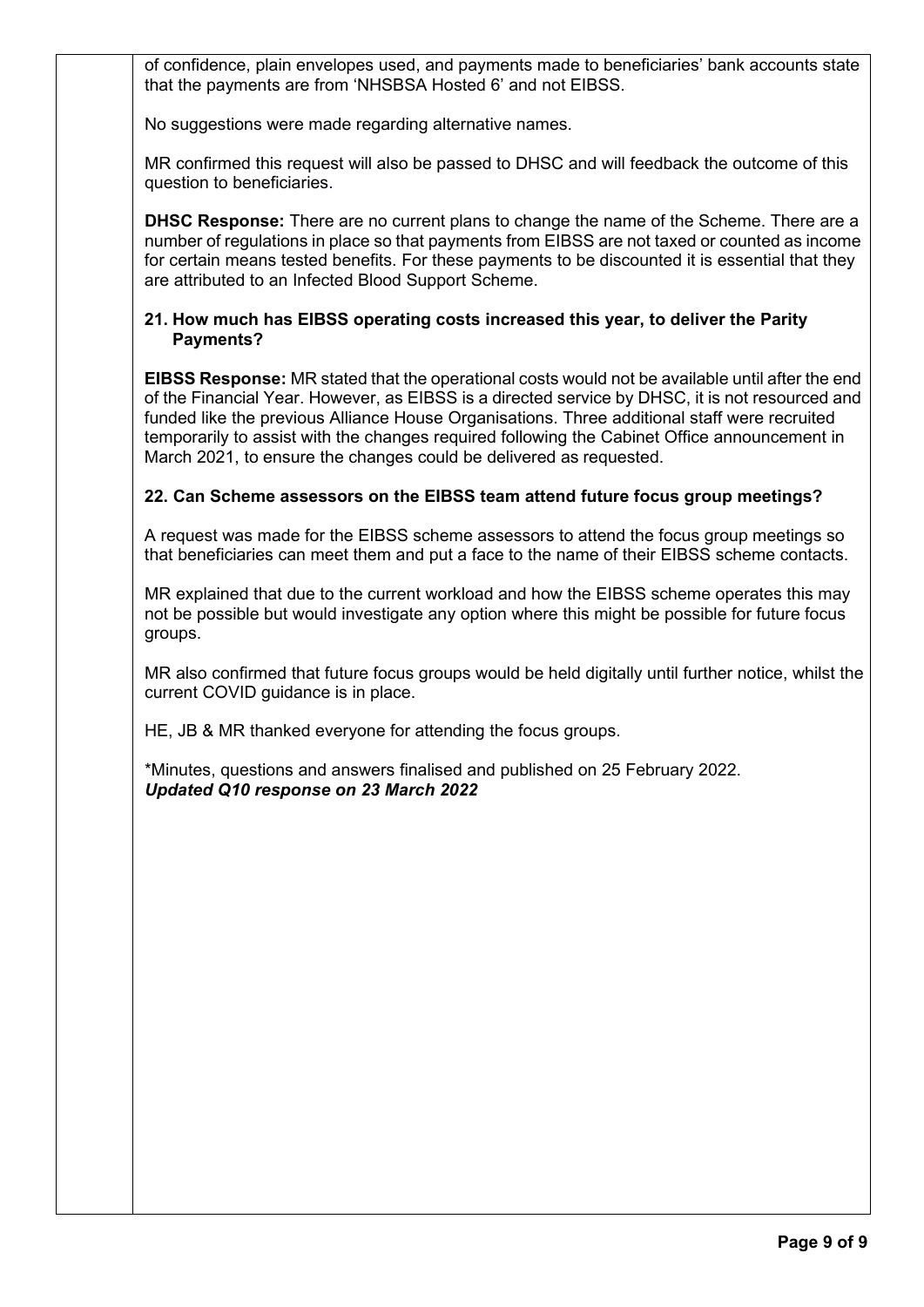of confidence, plain envelopes used, and payments made to beneficiaries' bank accounts state that the payments are from 'NHSBSA Hosted 6' and not EIBSS.

No suggestions were made regarding alternative names.

MR confirmed this request will also be passed to DHSC and will feedback the outcome of this question to beneficiaries.

**DHSC Response:** There are no current plans to change the name of the Scheme. There are a number of regulations in place so that payments from EIBSS are not taxed or counted as income for certain means tested benefits. For these payments to be discounted it is essential that they are attributed to an Infected Blood Support Scheme.

**21. How much has EIBSS operating costs increased this year, to deliver the Parity Payments?**

**EIBSS Response:** MR stated that the operational costs would not be available until after the end of the Financial Year. However, as EIBSS is a directed service by DHSC, it is not resourced and funded like the previous Alliance House Organisations. Three additional staff were recruited temporarily to assist with the changes required following the Cabinet Office announcement in March 2021, to ensure the changes could be delivered as requested.

**22. Can Scheme assessors on the EIBSS team attend future focus group meetings?**

A request was made for the EIBSS scheme assessors to attend the focus group meetings so that beneficiaries can meet them and put a face to the name of their EIBSS scheme contacts.

MR explained that due to the current workload and how the EIBSS scheme operates this may not be possible but would investigate any option where this might be possible for future focus groups.

MR also confirmed that future focus groups would be held digitally until further notice, whilst the current COVID guidance is in place.

HE, JB & MR thanked everyone for attending the focus groups.

*Minutes, questions and answers finalised and published on 25 February 2022.
***Updated Q10 response on 23 March 2022***